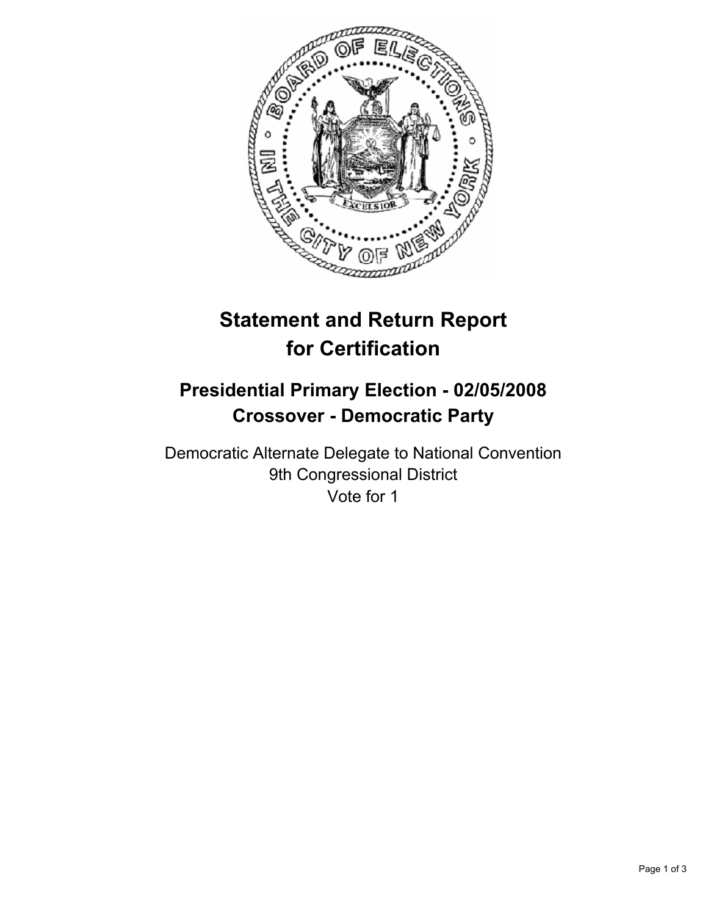# Statement and Return Report for Certification

## Presidential Primary Election - 02/05/2008
## Crossover - Democratic Party

Democratic Alternate Delegate to National Convention
9th Congressional District
Vote for 1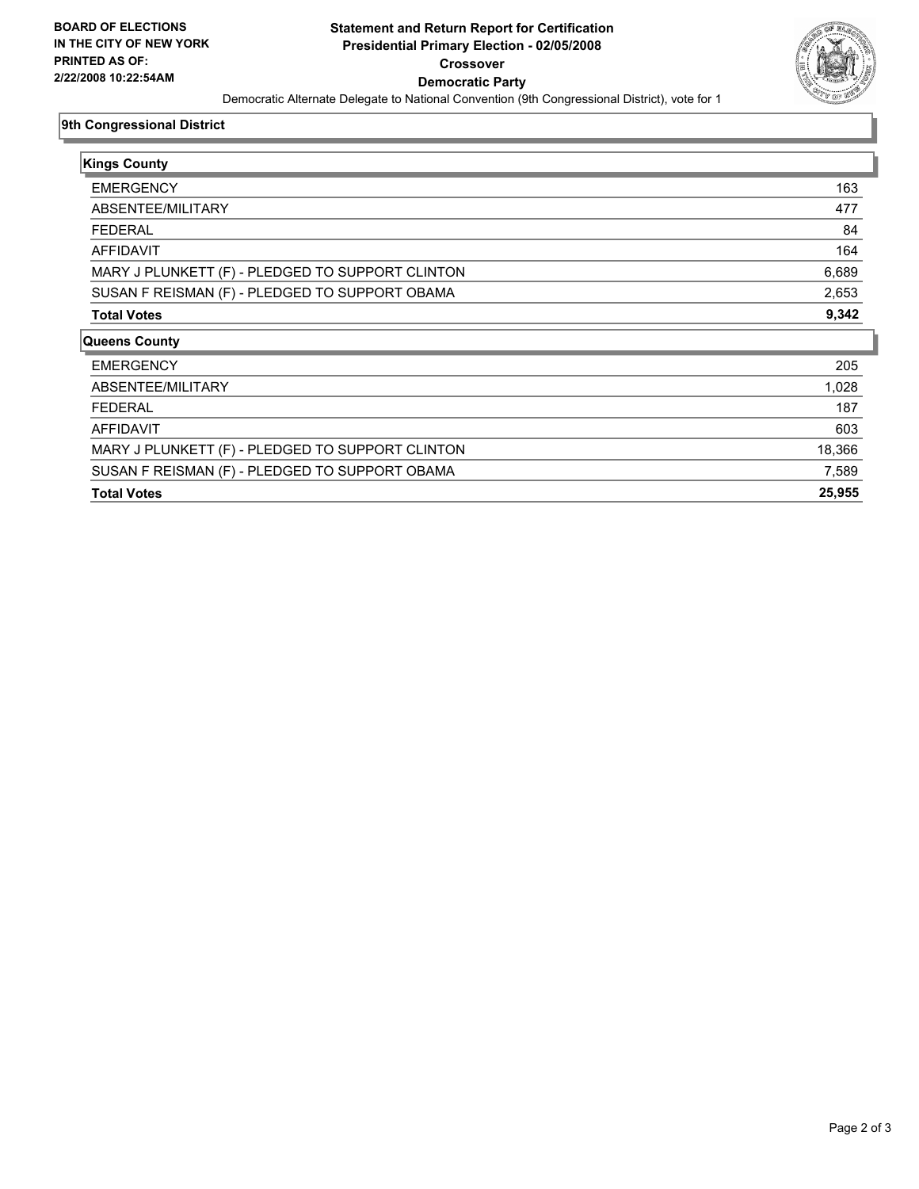BOARD OF ELECTIONS
IN THE CITY OF NEW YORK
PRINTED AS OF:
2/22/2008 10:22:54AM

# Statement and Return Report for Certification
## Presidential Primary Election - 02/05/2008
## Crossover
## Democratic Party

Democratic Alternate Delegate to National Convention (9th Congressional District), vote for 1

### 9th Congressional District

| Kings County | |
|---|---|
| EMERGENCY | 163 |
| ABSENTEE/MILITARY | 477 |
| FEDERAL | 84 |
| AFFIDAVIT | 164 |
| MARY J PLUNKETT (F) - PLEDGED TO SUPPORT CLINTON | 6,689 |
| SUSAN F REISMAN (F) - PLEDGED TO SUPPORT OBAMA | 2,653 |
| **Total Votes** | **9,342** |

| Queens County | |
|---|---|
| EMERGENCY | 205 |
| ABSENTEE/MILITARY | 1,028 |
| FEDERAL | 187 |
| AFFIDAVIT | 603 |
| MARY J PLUNKETT (F) - PLEDGED TO SUPPORT CLINTON | 18,366 |
| SUSAN F REISMAN (F) - PLEDGED TO SUPPORT OBAMA | 7,589 |
| **Total Votes** | **25,955** |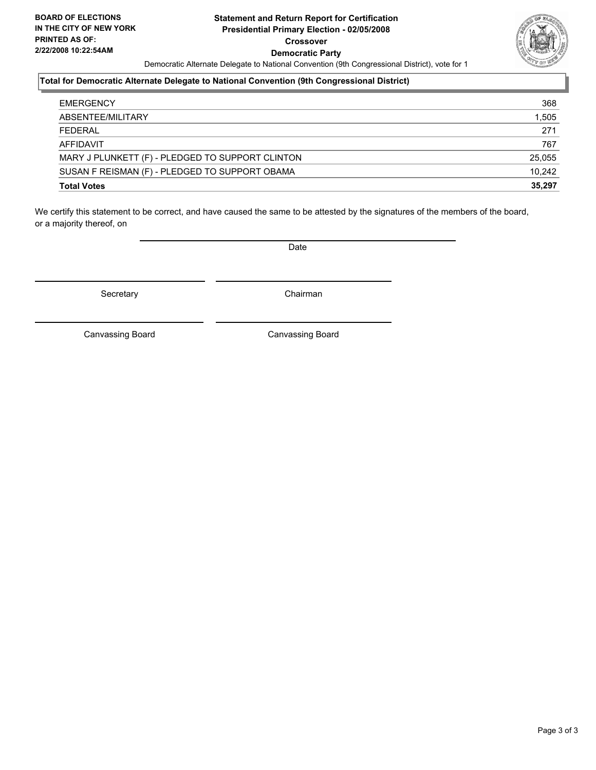**BOARD OF ELECTIONS IN THE CITY OF NEW YORK PRINTED AS OF: 2/22/2008 10:22:54AM**

# Statement and Return Report for Certification
## Presidential Primary Election - 02/05/2008
## Crossover
## Democratic Party

Democratic Alternate Delegate to National Convention (9th Congressional District), vote for 1

### Total for Democratic Alternate Delegate to National Convention (9th Congressional District)

| | |
|---|---|
| EMERGENCY | 368 |
| ABSENTEE/MILITARY | 1,505 |
| FEDERAL | 271 |
| AFFIDAVIT | 767 |
| MARY J PLUNKETT (F) - PLEDGED TO SUPPORT CLINTON | 25,055 |
| SUSAN F REISMAN (F) - PLEDGED TO SUPPORT OBAMA | 10,242 |
| **Total Votes** | **35,297** |

We certify this statement to be correct, and have caused the same to be attested by the signatures of the members of the board, or a majority thereof, on

Date

Secretary

Chairman

Canvassing Board

Canvassing Board